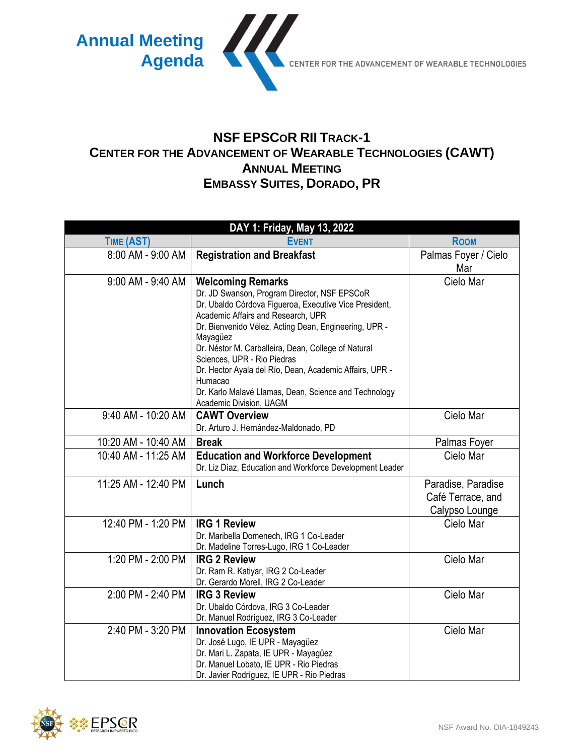# Annual Meeting Agenda

CENTER FOR THE ADVANCEMENT OF WEARABLE TECHNOLOGIES

## NSF EPSCoR RII TRACK-1
## CENTER FOR THE ADVANCEMENT OF WEARABLE TECHNOLOGIES (CAWT)
## ANNUAL MEETING
## EMBASSY SUITES, DORADO, PR

| DAY 1: Friday, May 13, 2022 | | |
|---|---|---|
| **TIME (AST)** | **EVENT** | **ROOM** |
| 8:00 AM - 9:00 AM | **Registration and Breakfast** | Palmas Foyer / Cielo Mar |
| 9:00 AM - 9:40 AM | **Welcoming Remarks**<br>Dr. JD Swanson, Program Director, NSF EPSCoR<br>Dr. Ubaldo Córdova Figueroa, Executive Vice President, Academic Affairs and Research, UPR<br>Dr. Bienvenido Vélez, Acting Dean, Engineering, UPR - Mayagüez<br>Dr. Néstor M. Carballeira, Dean, College of Natural Sciences, UPR - Rio Piedras<br>Dr. Hector Ayala del Río, Dean, Academic Affairs, UPR - Humacao<br>Dr. Karlo Malavé Llamas, Dean, Science and Technology Academic Division, UAGM | Cielo Mar |
| 9:40 AM - 10:20 AM | **CAWT Overview**<br>Dr. Arturo J. Hernández-Maldonado, PD | Cielo Mar |
| 10:20 AM - 10:40 AM | **Break** | Palmas Foyer |
| 10:40 AM - 11:25 AM | **Education and Workforce Development**<br>Dr. Liz Díaz, Education and Workforce Development Leader | Cielo Mar |
| 11:25 AM - 12:40 PM | **Lunch** | Paradise, Paradise Café Terrace, and Calypso Lounge |
| 12:40 PM - 1:20 PM | **IRG 1 Review**<br>Dr. Maribella Domenech, IRG 1 Co-Leader<br>Dr. Madeline Torres-Lugo, IRG 1 Co-Leader | Cielo Mar |
| 1:20 PM - 2:00 PM | **IRG 2 Review**<br>Dr. Ram R. Katiyar, IRG 2 Co-Leader<br>Dr. Gerardo Morell, IRG 2 Co-Leader | Cielo Mar |
| 2:00 PM - 2:40 PM | **IRG 3 Review**<br>Dr. Ubaldo Córdova, IRG 3 Co-Leader<br>Dr. Manuel Rodríguez, IRG 3 Co-Leader | Cielo Mar |
| 2:40 PM - 3:20 PM | **Innovation Ecosystem**<br>Dr. José Lugo, IE UPR - Mayagüez<br>Dr. Mari L. Zapata, IE UPR - Mayagüez<br>Dr. Manuel Lobato, IE UPR - Rio Piedras<br>Dr. Javier Rodríguez, IE UPR - Rio Piedras | Cielo Mar |

NSF Award No. OIA-1849243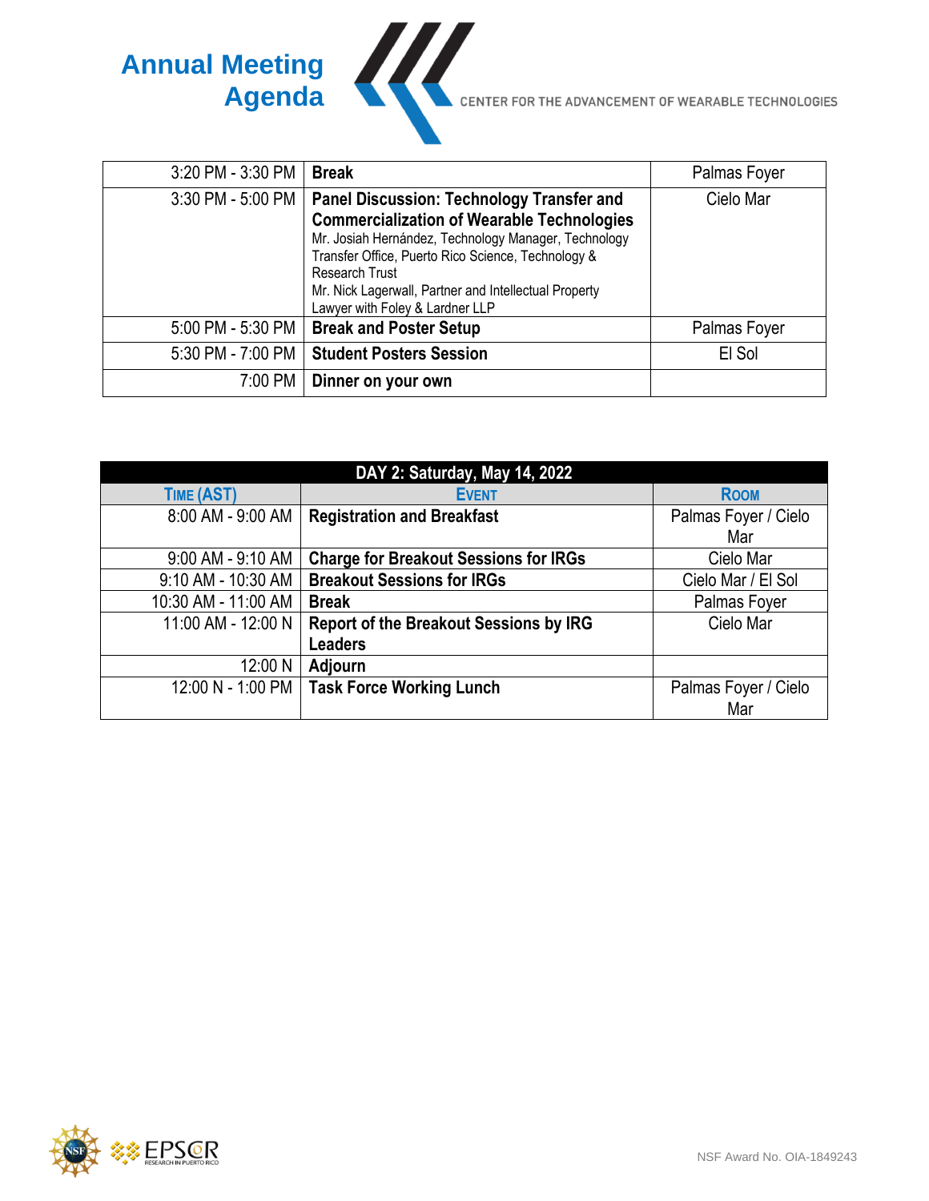# Annual Meeting Agenda

CENTER FOR THE ADVANCEMENT OF WEARABLE TECHNOLOGIES

| | | |
|---|---|---|
| 3:20 PM - 3:30 PM | **Break** | Palmas Foyer |
| 3:30 PM - 5:00 PM | **Panel Discussion: Technology Transfer and Commercialization of Wearable Technologies**<br>Mr. Josiah Hernández, Technology Manager, Technology Transfer Office, Puerto Rico Science, Technology & Research Trust<br>Mr. Nick Lagerwall, Partner and Intellectual Property Lawyer with Foley & Lardner LLP | Cielo Mar |
| 5:00 PM - 5:30 PM | **Break and Poster Setup** | Palmas Foyer |
| 5:30 PM - 7:00 PM | **Student Posters Session** | El Sol |
| 7:00 PM | **Dinner on your own** | |

| DAY 2: Saturday, May 14, 2022 | | |
|---|---|---|
| **TIME (AST)** | **EVENT** | **ROOM** |
| 8:00 AM - 9:00 AM | **Registration and Breakfast** | Palmas Foyer / Cielo Mar |
| 9:00 AM - 9:10 AM | **Charge for Breakout Sessions for IRGs** | Cielo Mar |
| 9:10 AM - 10:30 AM | **Breakout Sessions for IRGs** | Cielo Mar / El Sol |
| 10:30 AM - 11:00 AM | **Break** | Palmas Foyer |
| 11:00 AM - 12:00 N | **Report of the Breakout Sessions by IRG Leaders** | Cielo Mar |
| 12:00 N | **Adjourn** | |
| 12:00 N - 1:00 PM | **Task Force Working Lunch** | Palmas Foyer / Cielo Mar |

NSF EPSCoR RESEARCH IN PUERTO RICO

NSF Award No. OIA-1849243